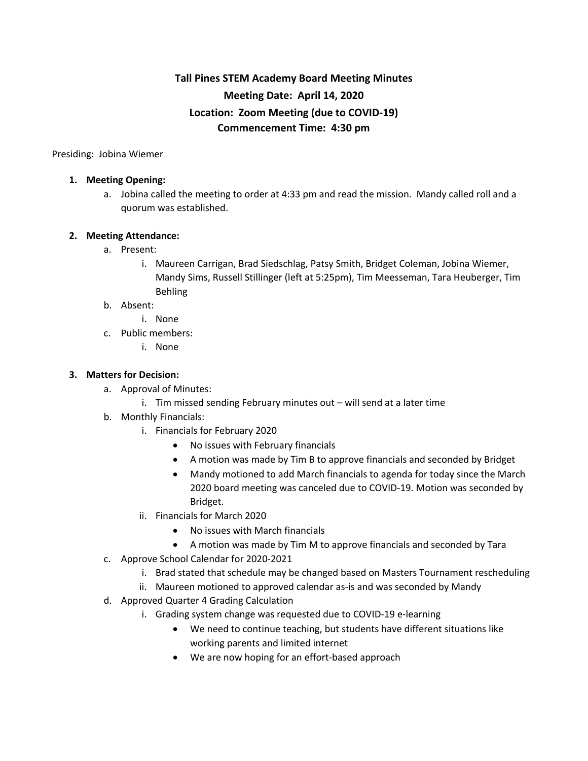**Tall Pines STEM Academy Board Meeting Minutes**
**Meeting Date: April 14, 2020**
**Location: Zoom Meeting (due to COVID-19)**
**Commencement Time: 4:30 pm**

Presiding: Jobina Wiemer

1. **Meeting Opening:**
   a. Jobina called the meeting to order at 4:33 pm and read the mission. Mandy called roll and a quorum was established.

2. **Meeting Attendance:**
   a. Present:
      i. Maureen Carrigan, Brad Siedschlag, Patsy Smith, Bridget Coleman, Jobina Wiemer, Mandy Sims, Russell Stillinger (left at 5:25pm), Tim Meesseman, Tara Heuberger, Tim Behling
   b. Absent:
      i. None
   c. Public members:
      i. None

3. **Matters for Decision:**
   a. Approval of Minutes:
      i. Tim missed sending February minutes out – will send at a later time
   b. Monthly Financials:
      i. Financials for February 2020
         - No issues with February financials
         - A motion was made by Tim B to approve financials and seconded by Bridget
         - Mandy motioned to add March financials to agenda for today since the March 2020 board meeting was canceled due to COVID-19. Motion was seconded by Bridget.
      ii. Financials for March 2020
         - No issues with March financials
         - A motion was made by Tim M to approve financials and seconded by Tara
   c. Approve School Calendar for 2020-2021
      i. Brad stated that schedule may be changed based on Masters Tournament rescheduling
      ii. Maureen motioned to approved calendar as-is and was seconded by Mandy
   d. Approved Quarter 4 Grading Calculation
      i. Grading system change was requested due to COVID-19 e-learning
         - We need to continue teaching, but students have different situations like working parents and limited internet
         - We are now hoping for an effort-based approach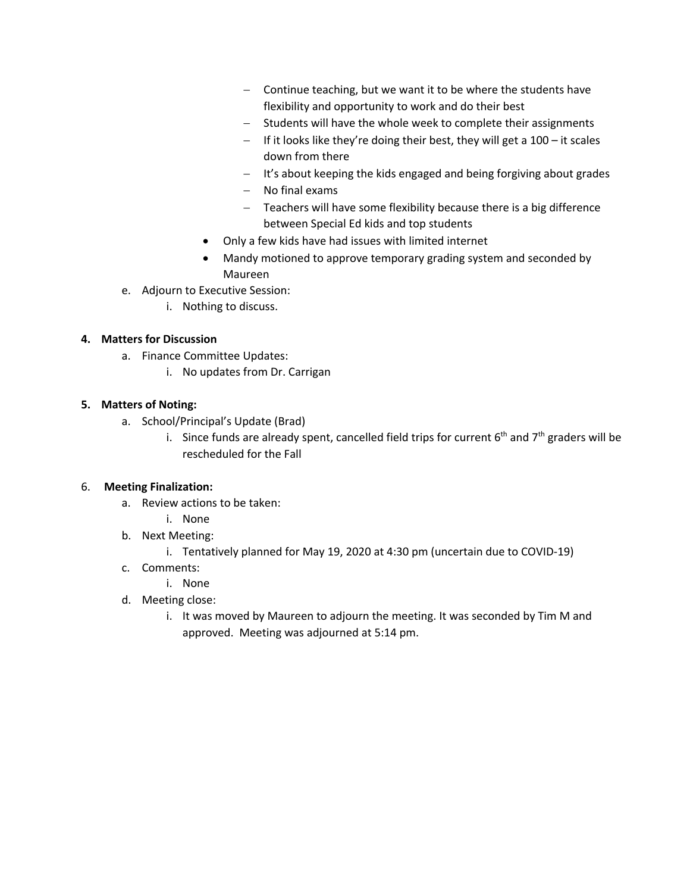- Continue teaching, but we want it to be where the students have flexibility and opportunity to work and do their best
- Students will have the whole week to complete their assignments
- If it looks like they're doing their best, they will get a 100 – it scales down from there
- It's about keeping the kids engaged and being forgiving about grades
- No final exams
- Teachers will have some flexibility because there is a big difference between Special Ed kids and top students

- Only a few kids have had issues with limited internet
- Mandy motioned to approve temporary grading system and seconded by Maureen

e. Adjourn to Executive Session:
   i. Nothing to discuss.

**4. Matters for Discussion**

a. Finance Committee Updates:
   i. No updates from Dr. Carrigan

**5. Matters of Noting:**

a. School/Principal's Update (Brad)
   i. Since funds are already spent, cancelled field trips for current 6th and 7th graders will be rescheduled for the Fall

6. **Meeting Finalization:**

a. Review actions to be taken:
   i. None

b. Next Meeting:
   i. Tentatively planned for May 19, 2020 at 4:30 pm (uncertain due to COVID-19)

c. Comments:
   i. None

d. Meeting close:
   i. It was moved by Maureen to adjourn the meeting. It was seconded by Tim M and approved. Meeting was adjourned at 5:14 pm.